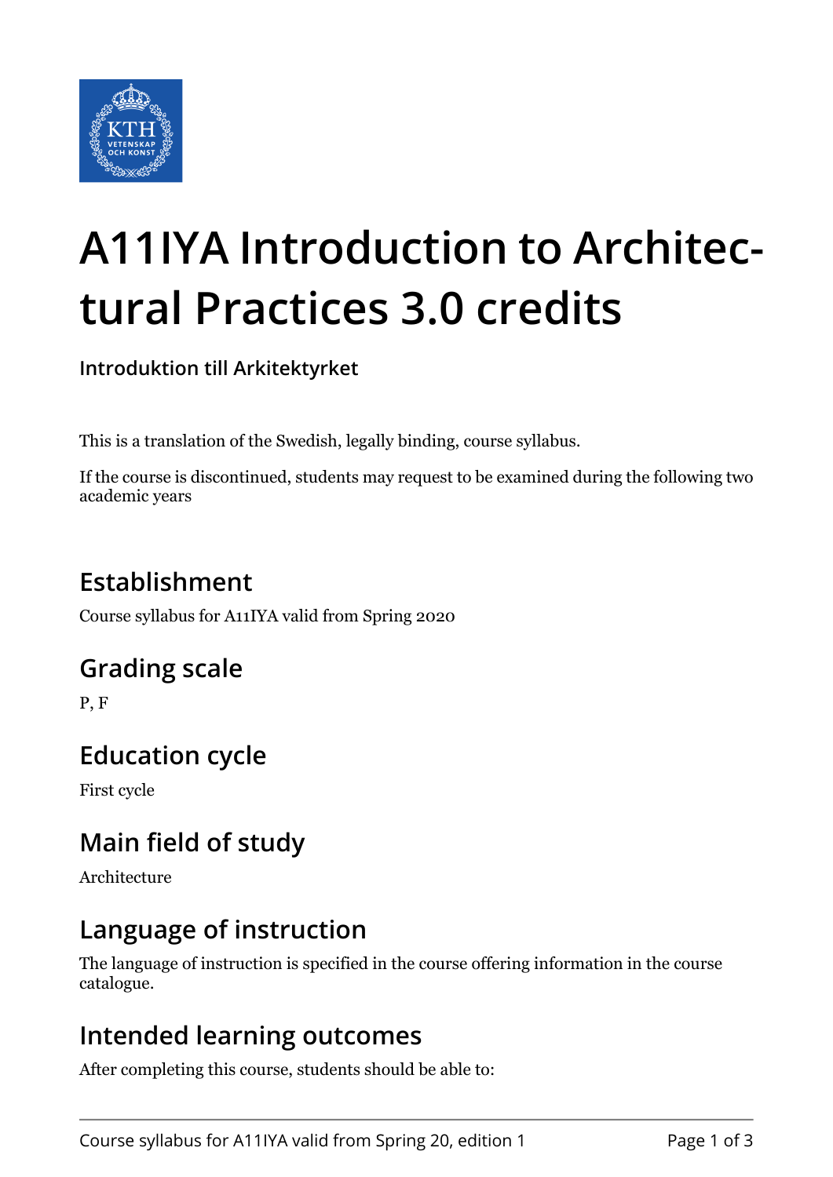# A11IYA Introduction to Architectural Practices 3.0 credits

**Introduktion till Arkitektyrket**

This is a translation of the Swedish, legally binding, course syllabus.

If the course is discontinued, students may request to be examined during the following two academic years

## Establishment

Course syllabus for A11IYA valid from Spring 2020

## Grading scale

P, F

## Education cycle

First cycle

## Main field of study

Architecture

## Language of instruction

The language of instruction is specified in the course offering information in the course catalogue.

## Intended learning outcomes

After completing this course, students should be able to: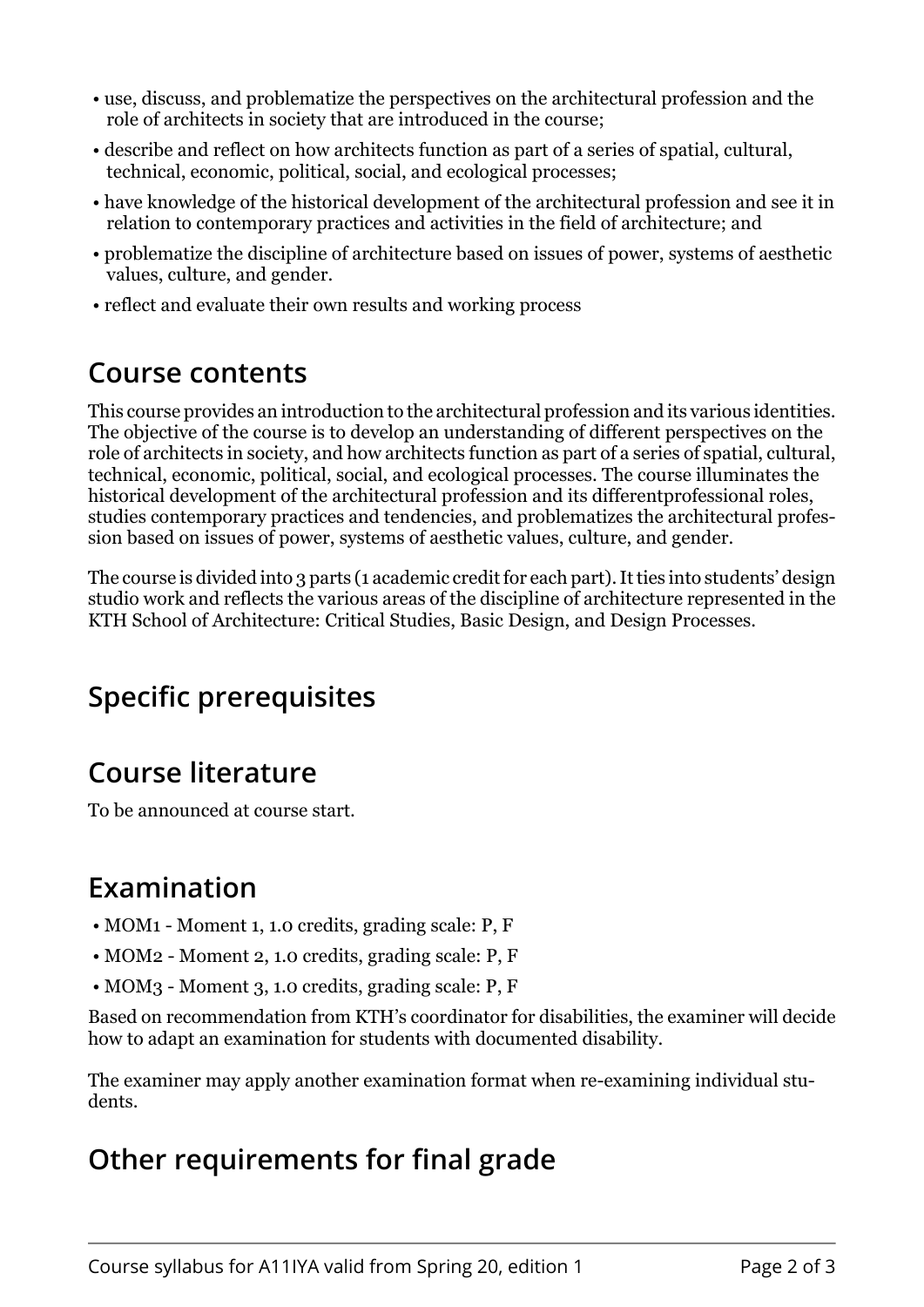- use, discuss, and problematize the perspectives on the architectural profession and the role of architects in society that are introduced in the course;
- describe and reflect on how architects function as part of a series of spatial, cultural, technical, economic, political, social, and ecological processes;
- have knowledge of the historical development of the architectural profession and see it in relation to contemporary practices and activities in the field of architecture; and
- problematize the discipline of architecture based on issues of power, systems of aesthetic values, culture, and gender.
- reflect and evaluate their own results and working process

## Course contents

This course provides an introduction to the architectural profession and its various identities. The objective of the course is to develop an understanding of different perspectives on the role of architects in society, and how architects function as part of a series of spatial, cultural, technical, economic, political, social, and ecological processes. The course illuminates the historical development of the architectural profession and its differentprofessional roles, studies contemporary practices and tendencies, and problematizes the architectural profession based on issues of power, systems of aesthetic values, culture, and gender.

The course is divided into 3 parts (1 academic credit for each part). It ties into students' design studio work and reflects the various areas of the discipline of architecture represented in the KTH School of Architecture: Critical Studies, Basic Design, and Design Processes.

## Specific prerequisites

## Course literature

To be announced at course start.

## Examination

- MOM1 - Moment 1, 1.0 credits, grading scale: P, F
- MOM2 - Moment 2, 1.0 credits, grading scale: P, F
- MOM3 - Moment 3, 1.0 credits, grading scale: P, F

Based on recommendation from KTH's coordinator for disabilities, the examiner will decide how to adapt an examination for students with documented disability.

The examiner may apply another examination format when re-examining individual students.

## Other requirements for final grade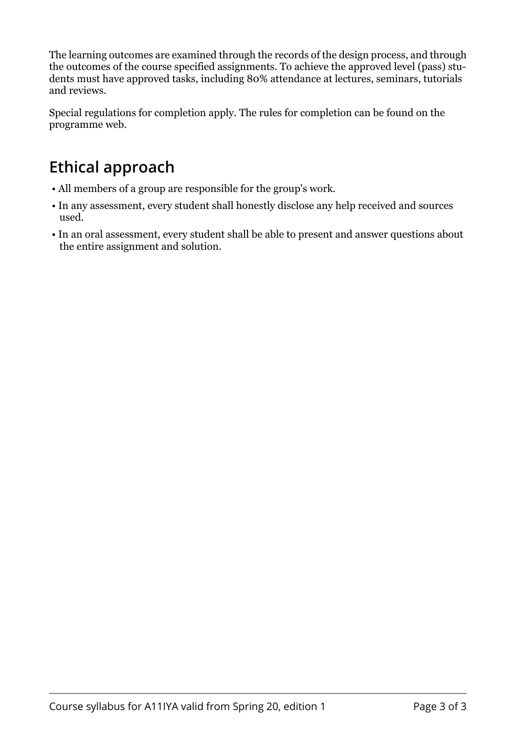The learning outcomes are examined through the records of the design process, and through the outcomes of the course specified assignments. To achieve the approved level (pass) students must have approved tasks, including 80% attendance at lectures, seminars, tutorials and reviews.

Special regulations for completion apply. The rules for completion can be found on the programme web.

## Ethical approach

- All members of a group are responsible for the group's work.
- In any assessment, every student shall honestly disclose any help received and sources used.
- In an oral assessment, every student shall be able to present and answer questions about the entire assignment and solution.